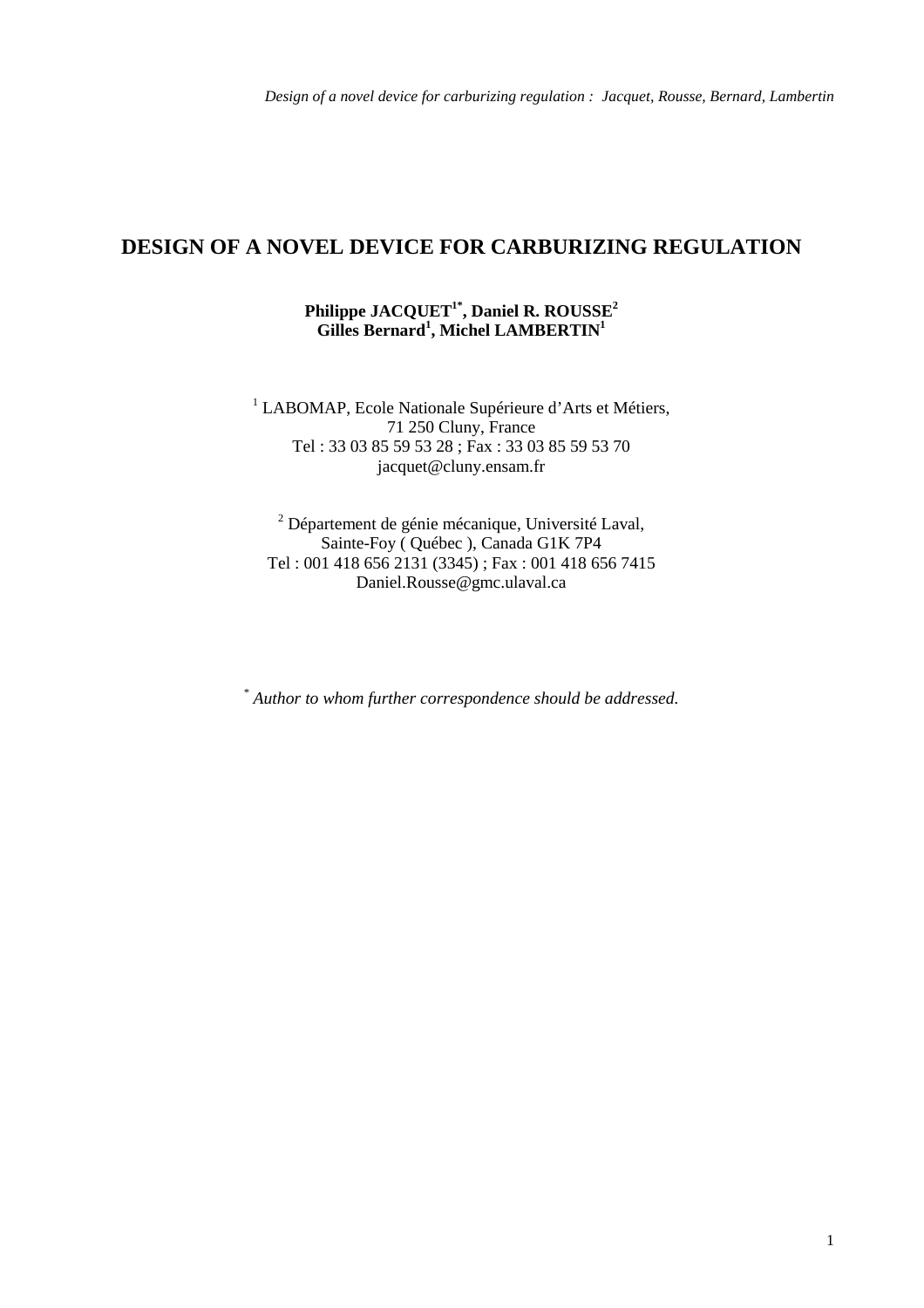# DESIGN OF A NOVEL DEVICE FOR CARBURIZING REGULATION

**Philippe JACQUET[1*], Daniel R. ROUSSE[2]**
**Gilles Bernard[1], Michel LAMBERTIN[1]**

[1] LABOMAP, Ecole Nationale Supérieure d'Arts et Métiers,
71 250 Cluny, France
Tel : 33 03 85 59 53 28 ; Fax : 33 03 85 59 53 70
jacquet@cluny.ensam.fr

[2] Département de génie mécanique, Université Laval,
Sainte-Foy ( Québec ), Canada G1K 7P4
Tel : 001 418 656 2131 (3345) ; Fax : 001 418 656 7415
Daniel.Rousse@gmc.ulaval.ca

[*] *Author to whom further correspondence should be addressed.*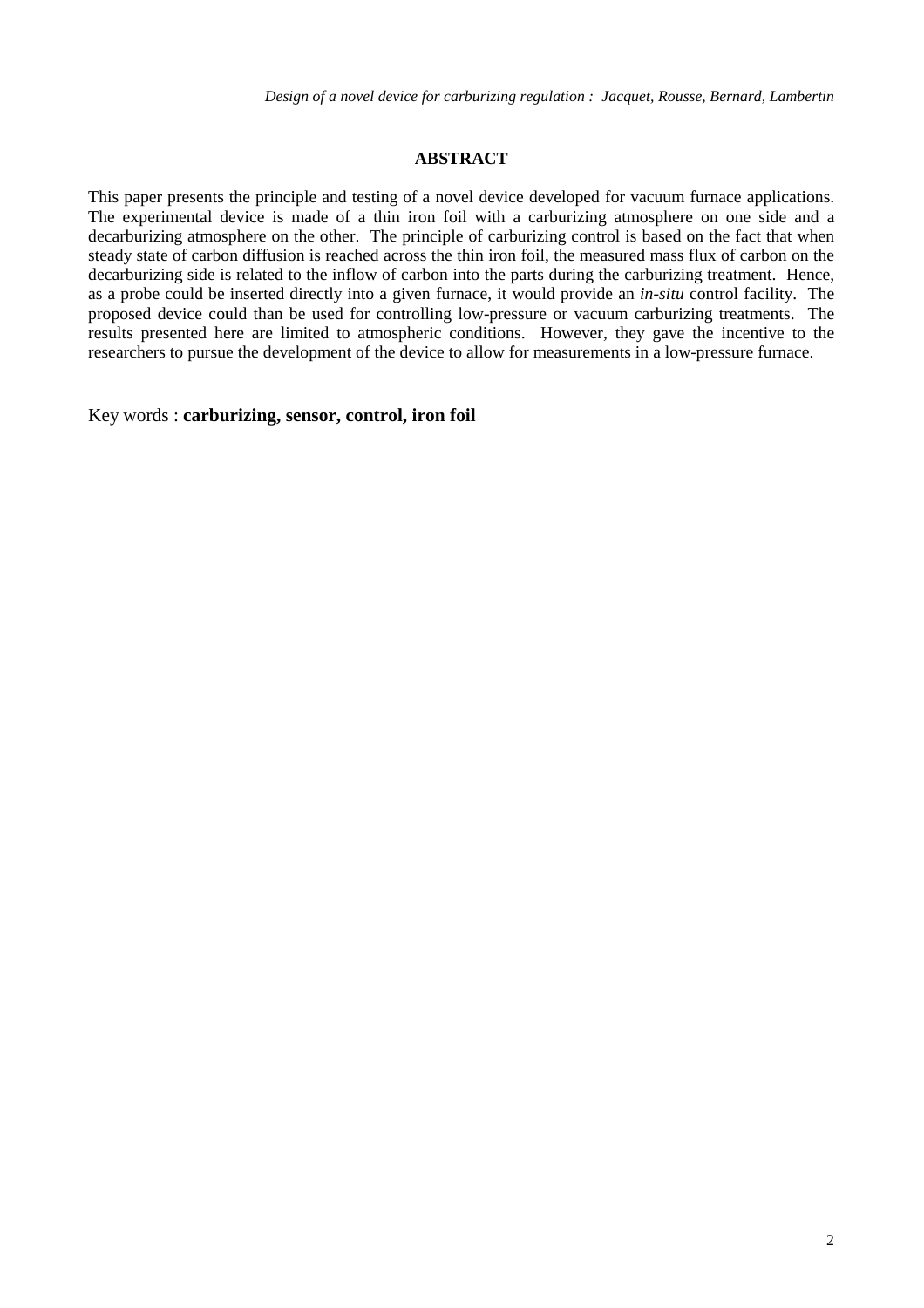## ABSTRACT

This paper presents the principle and testing of a novel device developed for vacuum furnace applications. The experimental device is made of a thin iron foil with a carburizing atmosphere on one side and a decarburizing atmosphere on the other. The principle of carburizing control is based on the fact that when steady state of carbon diffusion is reached across the thin iron foil, the measured mass flux of carbon on the decarburizing side is related to the inflow of carbon into the parts during the carburizing treatment. Hence, as a probe could be inserted directly into a given furnace, it would provide an *in-situ* control facility. The proposed device could than be used for controlling low-pressure or vacuum carburizing treatments. The results presented here are limited to atmospheric conditions. However, they gave the incentive to the researchers to pursue the development of the device to allow for measurements in a low-pressure furnace.

Key words : **carburizing, sensor, control, iron foil**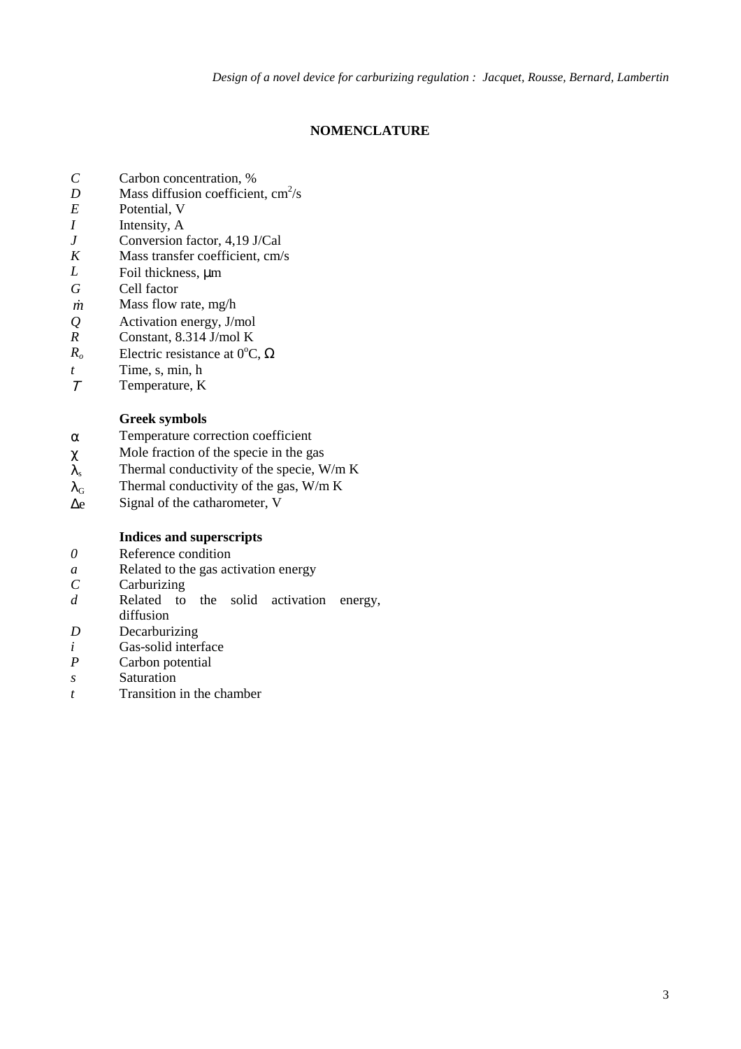## NOMENCLATURE

| | |
|---|---|
| $C$ | Carbon concentration, % |
| $D$ | Mass diffusion coefficient, cm$^2$/s |
| $E$ | Potential, V |
| $I$ | Intensity, A |
| $J$ | Conversion factor, 4,19 J/Cal |
| $K$ | Mass transfer coefficient, cm/s |
| $L$ | Foil thickness, μm |
| $G$ | Cell factor |
| $\dot{m}$ | Mass flow rate, mg/h |
| $Q$ | Activation energy, J/mol |
| $R$ | Constant, 8.314 J/mol K |
| $R_o$ | Electric resistance at 0°C, Ω |
| $t$ | Time, s, min, h |
| $T$ | Temperature, K |

### Greek symbols

| | |
|---|---|
| $\alpha$ | Temperature correction coefficient |
| $\chi$ | Mole fraction of the specie in the gas |
| $\lambda_s$ | Thermal conductivity of the specie, W/m K |
| $\lambda_G$ | Thermal conductivity of the gas, W/m K |
| $\Delta e$ | Signal of the catharometer, V |

### Indices and superscripts

| | |
|---|---|
| $0$ | Reference condition |
| $a$ | Related to the gas activation energy |
| $C$ | Carburizing |
| $d$ | Related to the solid activation energy, diffusion |
| $D$ | Decarburizing |
| $i$ | Gas-solid interface |
| $P$ | Carbon potential |
| $s$ | Saturation |
| $t$ | Transition in the chamber |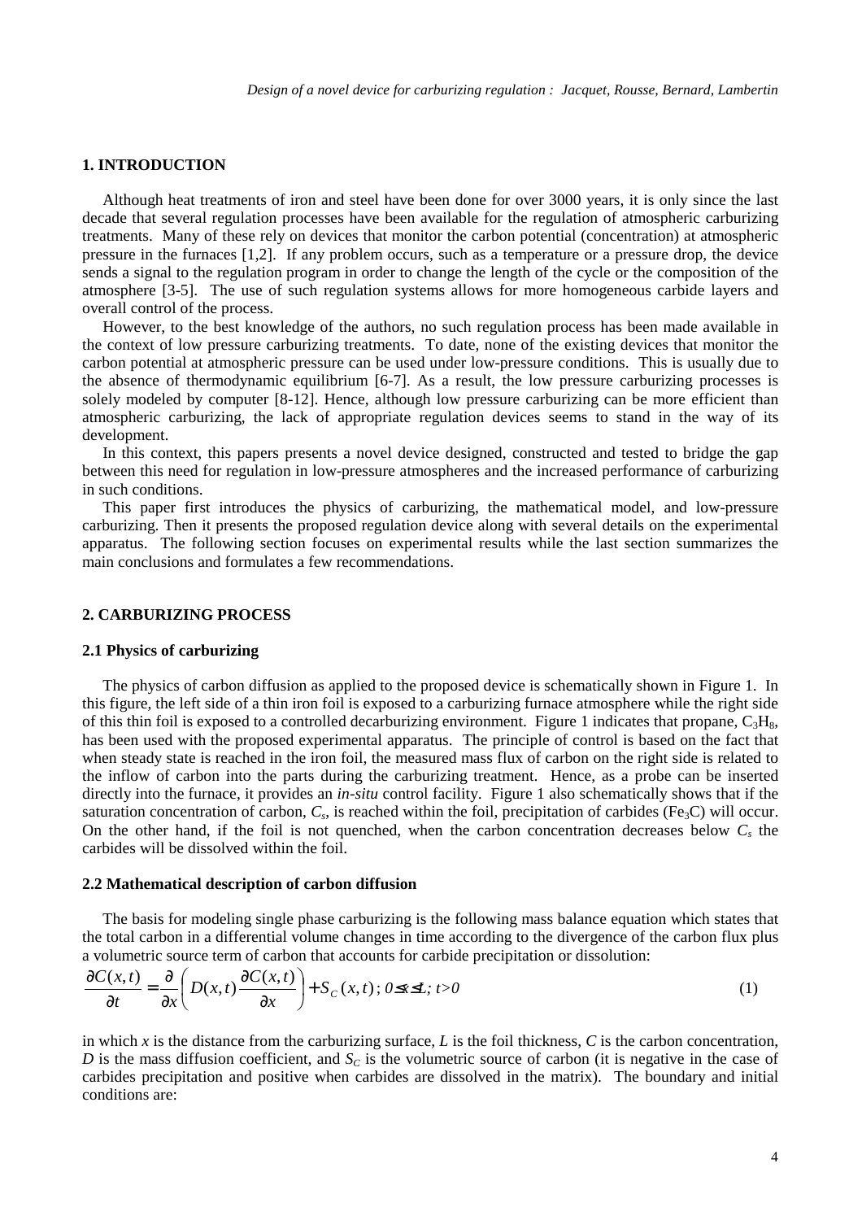## 1. INTRODUCTION

Although heat treatments of iron and steel have been done for over 3000 years, it is only since the last decade that several regulation processes have been available for the regulation of atmospheric carburizing treatments. Many of these rely on devices that monitor the carbon potential (concentration) at atmospheric pressure in the furnaces [1,2]. If any problem occurs, such as a temperature or a pressure drop, the device sends a signal to the regulation program in order to change the length of the cycle or the composition of the atmosphere [3-5]. The use of such regulation systems allows for more homogeneous carbide layers and overall control of the process.

However, to the best knowledge of the authors, no such regulation process has been made available in the context of low pressure carburizing treatments. To date, none of the existing devices that monitor the carbon potential at atmospheric pressure can be used under low-pressure conditions. This is usually due to the absence of thermodynamic equilibrium [6-7]. As a result, the low pressure carburizing processes is solely modeled by computer [8-12]. Hence, although low pressure carburizing can be more efficient than atmospheric carburizing, the lack of appropriate regulation devices seems to stand in the way of its development.

In this context, this papers presents a novel device designed, constructed and tested to bridge the gap between this need for regulation in low-pressure atmospheres and the increased performance of carburizing in such conditions.

This paper first introduces the physics of carburizing, the mathematical model, and low-pressure carburizing. Then it presents the proposed regulation device along with several details on the experimental apparatus. The following section focuses on experimental results while the last section summarizes the main conclusions and formulates a few recommendations.

## 2. CARBURIZING PROCESS

### 2.1 Physics of carburizing

The physics of carbon diffusion as applied to the proposed device is schematically shown in Figure 1. In this figure, the left side of a thin iron foil is exposed to a carburizing furnace atmosphere while the right side of this thin foil is exposed to a controlled decarburizing environment. Figure 1 indicates that propane, $C_3H_8$, has been used with the proposed experimental apparatus. The principle of control is based on the fact that when steady state is reached in the iron foil, the measured mass flux of carbon on the right side is related to the inflow of carbon into the parts during the carburizing treatment. Hence, as a probe can be inserted directly into the furnace, it provides an *in-situ* control facility. Figure 1 also schematically shows that if the saturation concentration of carbon, $C_s$, is reached within the foil, precipitation of carbides ($Fe_3C$) will occur. On the other hand, if the foil is not quenched, when the carbon concentration decreases below $C_s$ the carbides will be dissolved within the foil.

### 2.2 Mathematical description of carbon diffusion

The basis for modeling single phase carburizing is the following mass balance equation which states that the total carbon in a differential volume changes in time according to the divergence of the carbon flux plus a volumetric source term of carbon that accounts for carbide precipitation or dissolution:

$$\frac{\partial C(x,t)}{\partial t} = \frac{\partial}{\partial x}\left( D(x,t)\frac{\partial C(x,t)}{\partial x} \right) + S_C(x,t)\,;\; 0 \le x \le L;\; t > 0 \tag{1}$$

in which $x$ is the distance from the carburizing surface, $L$ is the foil thickness, $C$ is the carbon concentration, $D$ is the mass diffusion coefficient, and $S_C$ is the volumetric source of carbon (it is negative in the case of carbides precipitation and positive when carbides are dissolved in the matrix). The boundary and initial conditions are: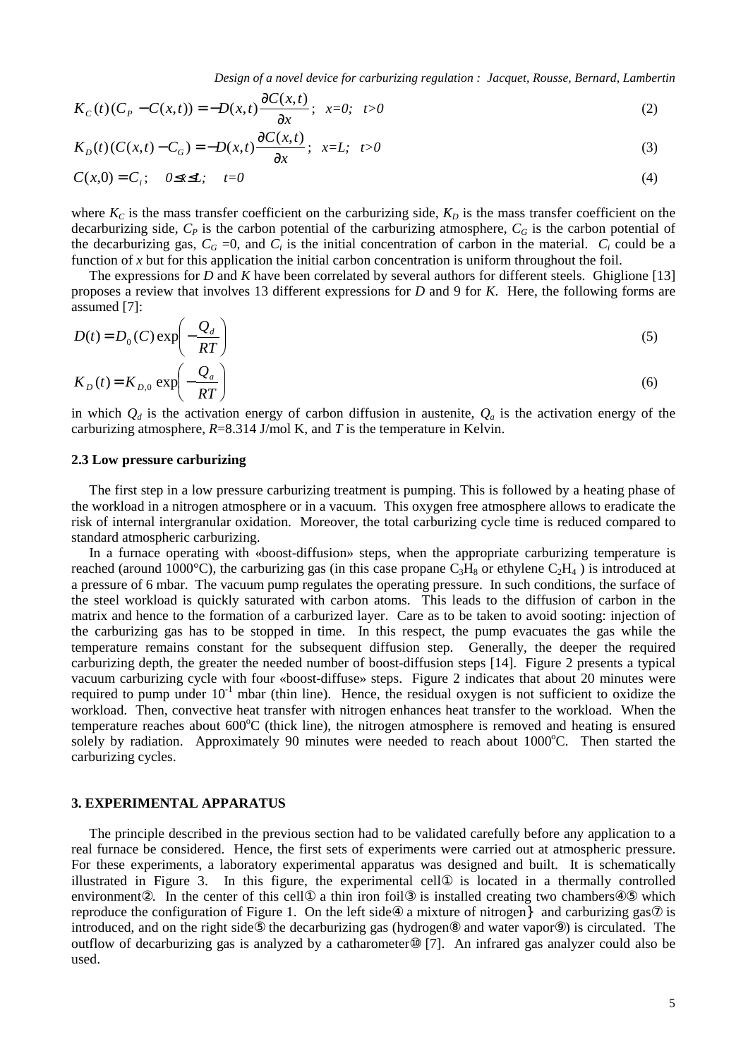$$K_C(t)(C_P - C(x,t)) = -D(x,t)\frac{\partial C(x,t)}{\partial x};\quad x=0;\quad t>0 \tag{2}$$

$$K_D(t)(C(x,t) - C_G) = -D(x,t)\frac{\partial C(x,t)}{\partial x};\quad x=L;\quad t>0 \tag{3}$$

$$C(x,0) = C_i;\quad 0\le x\le L;\quad t=0 \tag{4}$$

where $K_C$ is the mass transfer coefficient on the carburizing side, $K_D$ is the mass transfer coefficient on the decarburizing side, $C_P$ is the carbon potential of the carburizing atmosphere, $C_G$ is the carbon potential of the decarburizing gas, $C_G$ =0, and $C_i$ is the initial concentration of carbon in the material. $C_i$ could be a function of *x* but for this application the initial carbon concentration is uniform throughout the foil.

The expressions for *D* and *K* have been correlated by several authors for different steels. Ghiglione [13] proposes a review that involves 13 different expressions for *D* and 9 for *K*. Here, the following forms are assumed [7]:

$$D(t) = D_0(C)\exp\left(-\frac{Q_d}{RT}\right) \tag{5}$$

$$K_D(t) = K_{D,0}\exp\left(-\frac{Q_a}{RT}\right) \tag{6}$$

in which $Q_d$ is the activation energy of carbon diffusion in austenite, $Q_a$ is the activation energy of the carburizing atmosphere, $R$=8.314 J/mol K, and $T$ is the temperature in Kelvin.

### 2.3 Low pressure carburizing

The first step in a low pressure carburizing treatment is pumping. This is followed by a heating phase of the workload in a nitrogen atmosphere or in a vacuum. This oxygen free atmosphere allows to eradicate the risk of internal intergranular oxidation. Moreover, the total carburizing cycle time is reduced compared to standard atmospheric carburizing.

In a furnace operating with «boost-diffusion» steps, when the appropriate carburizing temperature is reached (around 1000°C), the carburizing gas (in this case propane $C_3H_8$ or ethylene $C_2H_4$ ) is introduced at a pressure of 6 mbar. The vacuum pump regulates the operating pressure. In such conditions, the surface of the steel workload is quickly saturated with carbon atoms. This leads to the diffusion of carbon in the matrix and hence to the formation of a carburized layer. Care as to be taken to avoid sooting: injection of the carburizing gas has to be stopped in time. In this respect, the pump evacuates the gas while the temperature remains constant for the subsequent diffusion step. Generally, the deeper the required carburizing depth, the greater the needed number of boost-diffusion steps [14]. Figure 2 presents a typical vacuum carburizing cycle with four «boost-diffuse» steps. Figure 2 indicates that about 20 minutes were required to pump under $10^{-1}$ mbar (thin line). Hence, the residual oxygen is not sufficient to oxidize the workload. Then, convective heat transfer with nitrogen enhances heat transfer to the workload. When the temperature reaches about 600°C (thick line), the nitrogen atmosphere is removed and heating is ensured solely by radiation. Approximately 90 minutes were needed to reach about 1000°C. Then started the carburizing cycles.

## 3. EXPERIMENTAL APPARATUS

The principle described in the previous section had to be validated carefully before any application to a real furnace be considered. Hence, the first sets of experiments were carried out at atmospheric pressure. For these experiments, a laboratory experimental apparatus was designed and built. It is schematically illustrated in Figure 3. In this figure, the experimental cell① is located in a thermally controlled environment②. In the center of this cell① a thin iron foil③ is installed creating two chambers④⑤ which reproduce the configuration of Figure 1. On the left side④ a mixture of nitrogen⑥ and carburizing gas⑦ is introduced, and on the right side⑤ the decarburizing gas (hydrogen⑧ and water vapor⑨) is circulated. The outflow of decarburizing gas is analyzed by a catharometer⑩ [7]. An infrared gas analyzer could also be used.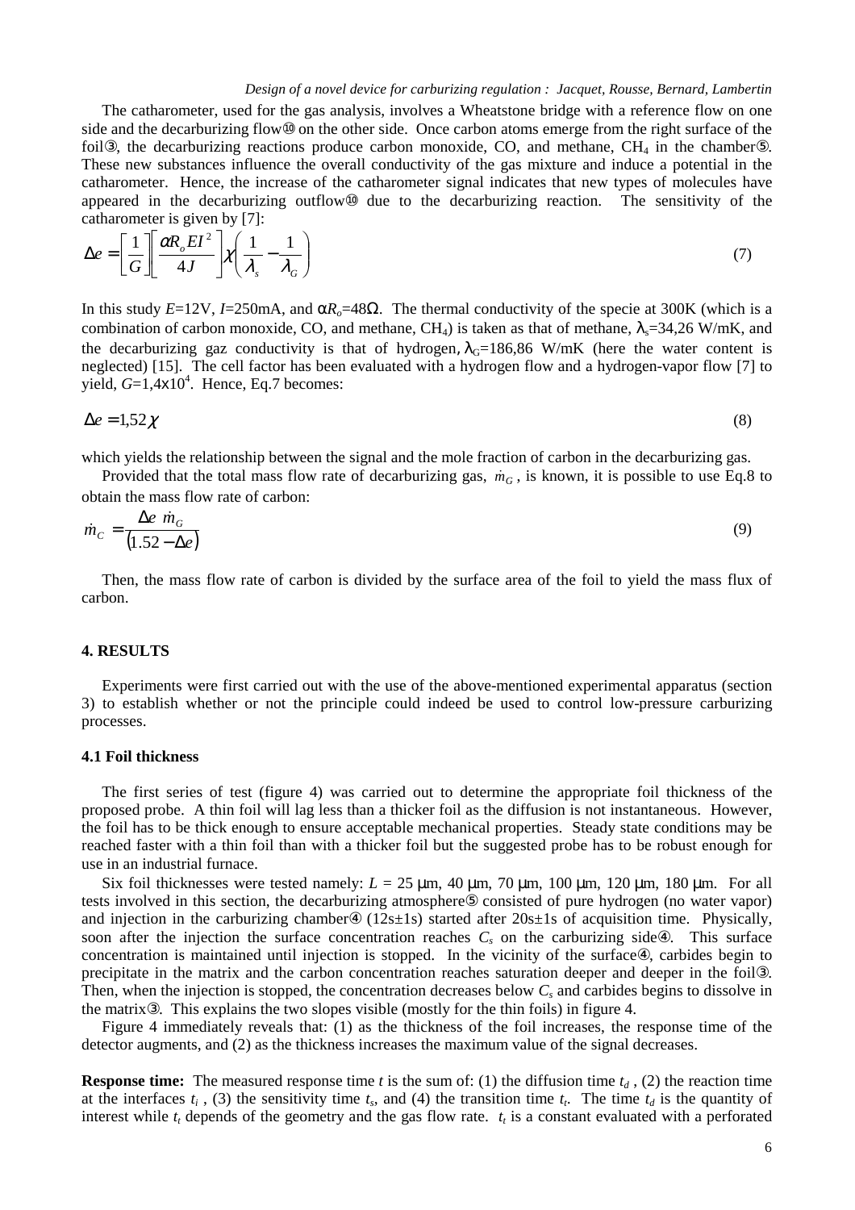The catharometer, used for the gas analysis, involves a Wheatstone bridge with a reference flow on one side and the decarburizing flow⑩ on the other side. Once carbon atoms emerge from the right surface of the foil③, the decarburizing reactions produce carbon monoxide, CO, and methane, $CH_4$ in the chamber⑤. These new substances influence the overall conductivity of the gas mixture and induce a potential in the catharometer. Hence, the increase of the catharometer signal indicates that new types of molecules have appeared in the decarburizing outflow⑩ due to the decarburizing reaction. The sensitivity of the catharometer is given by [7]:

$$\Delta e = \left[ \frac{1}{G} \right] \left[ \frac{\alpha R_o E I^2}{4J} \right] \chi \left( \frac{1}{\lambda_s} - \frac{1}{\lambda_G} \right) \tag{7}$$

In this study $E$=12V, $I$=250mA, and $\alpha R_o$=48Ω. The thermal conductivity of the specie at 300K (which is a combination of carbon monoxide, CO, and methane, $CH_4$) is taken as that of methane, $\lambda_s$=34,26 W/mK, and the decarburizing gaz conductivity is that of hydrogen, $\lambda_G$=186,86 W/mK (here the water content is neglected) [15]. The cell factor has been evaluated with a hydrogen flow and a hydrogen-vapor flow [7] to yield, $G$=1,4x10$^4$. Hence, Eq.7 becomes:

$$\Delta e = 1{,}52\,\chi \tag{8}$$

which yields the relationship between the signal and the mole fraction of carbon in the decarburizing gas.

Provided that the total mass flow rate of decarburizing gas, $\dot{m}_G$, is known, it is possible to use Eq.8 to obtain the mass flow rate of carbon:

$$\dot{m}_C = \frac{\Delta e \ \dot{m}_G}{(1.52 - \Delta e)} \tag{9}$$

Then, the mass flow rate of carbon is divided by the surface area of the foil to yield the mass flux of carbon.

## 4. RESULTS

Experiments were first carried out with the use of the above-mentioned experimental apparatus (section 3) to establish whether or not the principle could indeed be used to control low-pressure carburizing processes.

### 4.1 Foil thickness

The first series of test (figure 4) was carried out to determine the appropriate foil thickness of the proposed probe. A thin foil will lag less than a thicker foil as the diffusion is not instantaneous. However, the foil has to be thick enough to ensure acceptable mechanical properties. Steady state conditions may be reached faster with a thin foil than with a thicker foil but the suggested probe has to be robust enough for use in an industrial furnace.

Six foil thicknesses were tested namely: $L$ = 25 µm, 40 µm, 70 µm, 100 µm, 120 µm, 180 µm. For all tests involved in this section, the decarburizing atmosphere⑤ consisted of pure hydrogen (no water vapor) and injection in the carburizing chamber④ (12s±1s) started after 20s±1s of acquisition time. Physically, soon after the injection the surface concentration reaches $C_s$ on the carburizing side④. This surface concentration is maintained until injection is stopped. In the vicinity of the surface④, carbides begin to precipitate in the matrix and the carbon concentration reaches saturation deeper and deeper in the foil③. Then, when the injection is stopped, the concentration decreases below $C_s$ and carbides begins to dissolve in the matrix③. This explains the two slopes visible (mostly for the thin foils) in figure 4.

Figure 4 immediately reveals that: (1) as the thickness of the foil increases, the response time of the detector augments, and (2) as the thickness increases the maximum value of the signal decreases.

**Response time:** The measured response time $t$ is the sum of: (1) the diffusion time $t_d$ , (2) the reaction time at the interfaces $t_i$ , (3) the sensitivity time $t_s$, and (4) the transition time $t_t$. The time $t_d$ is the quantity of interest while $t_t$ depends of the geometry and the gas flow rate. $t_t$ is a constant evaluated with a perforated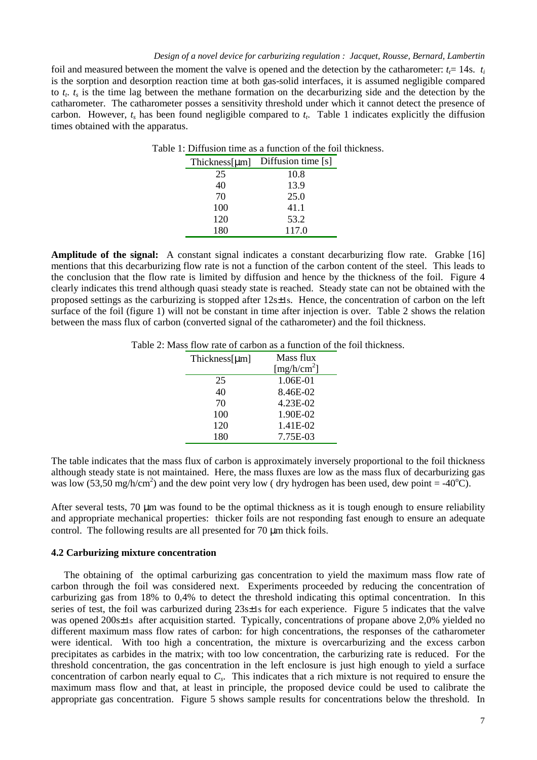foil and measured between the moment the valve is opened and the detection by the catharometer: $t_t$= 14s. $t_i$ is the sorption and desorption reaction time at both gas-solid interfaces, it is assumed negligible compared to $t_t$. $t_s$ is the time lag between the methane formation on the decarburizing side and the detection by the catharometer. The catharometer posses a sensitivity threshold under which it cannot detect the presence of carbon. However, $t_s$ has been found negligible compared to $t_t$. Table 1 indicates explicitly the diffusion times obtained with the apparatus.

Table 1: Diffusion time as a function of the foil thickness.

| Thickness[μm] | Diffusion time [s] |
|---|---|
| 25 | 10.8 |
| 40 | 13.9 |
| 70 | 25.0 |
| 100 | 41.1 |
| 120 | 53.2 |
| 180 | 117.0 |

**Amplitude of the signal:** A constant signal indicates a constant decarburizing flow rate. Grabke [16] mentions that this decarburizing flow rate is not a function of the carbon content of the steel. This leads to the conclusion that the flow rate is limited by diffusion and hence by the thickness of the foil. Figure 4 clearly indicates this trend although quasi steady state is reached. Steady state can not be obtained with the proposed settings as the carburizing is stopped after 12s±1s. Hence, the concentration of carbon on the left surface of the foil (figure 1) will not be constant in time after injection is over. Table 2 shows the relation between the mass flux of carbon (converted signal of the catharometer) and the foil thickness.

Table 2: Mass flow rate of carbon as a function of the foil thickness.

| Thickness[μm] | Mass flux [mg/h/cm$^2$] |
|---|---|
| 25 | 1.06E-01 |
| 40 | 8.46E-02 |
| 70 | 4.23E-02 |
| 100 | 1.90E-02 |
| 120 | 1.41E-02 |
| 180 | 7.75E-03 |

The table indicates that the mass flux of carbon is approximately inversely proportional to the foil thickness although steady state is not maintained. Here, the mass fluxes are low as the mass flux of decarburizing gas was low (53,50 mg/h/cm$^2$) and the dew point very low ( dry hydrogen has been used, dew point = -40$^o$C).

After several tests, 70 μm was found to be the optimal thickness as it is tough enough to ensure reliability and appropriate mechanical properties: thicker foils are not responding fast enough to ensure an adequate control. The following results are all presented for 70 μm thick foils.

### 4.2 Carburizing mixture concentration

The obtaining of the optimal carburizing gas concentration to yield the maximum mass flow rate of carbon through the foil was considered next. Experiments proceeded by reducing the concentration of carburizing gas from 18% to 0,4% to detect the threshold indicating this optimal concentration. In this series of test, the foil was carburized during 23s±1s for each experience. Figure 5 indicates that the valve was opened 200s±1s after acquisition started. Typically, concentrations of propane above 2,0% yielded no different maximum mass flow rates of carbon: for high concentrations, the responses of the catharometer were identical. With too high a concentration, the mixture is overcarburizing and the excess carbon precipitates as carbides in the matrix; with too low concentration, the carburizing rate is reduced. For the threshold concentration, the gas concentration in the left enclosure is just high enough to yield a surface concentration of carbon nearly equal to $C_s$. This indicates that a rich mixture is not required to ensure the maximum mass flow and that, at least in principle, the proposed device could be used to calibrate the appropriate gas concentration. Figure 5 shows sample results for concentrations below the threshold. In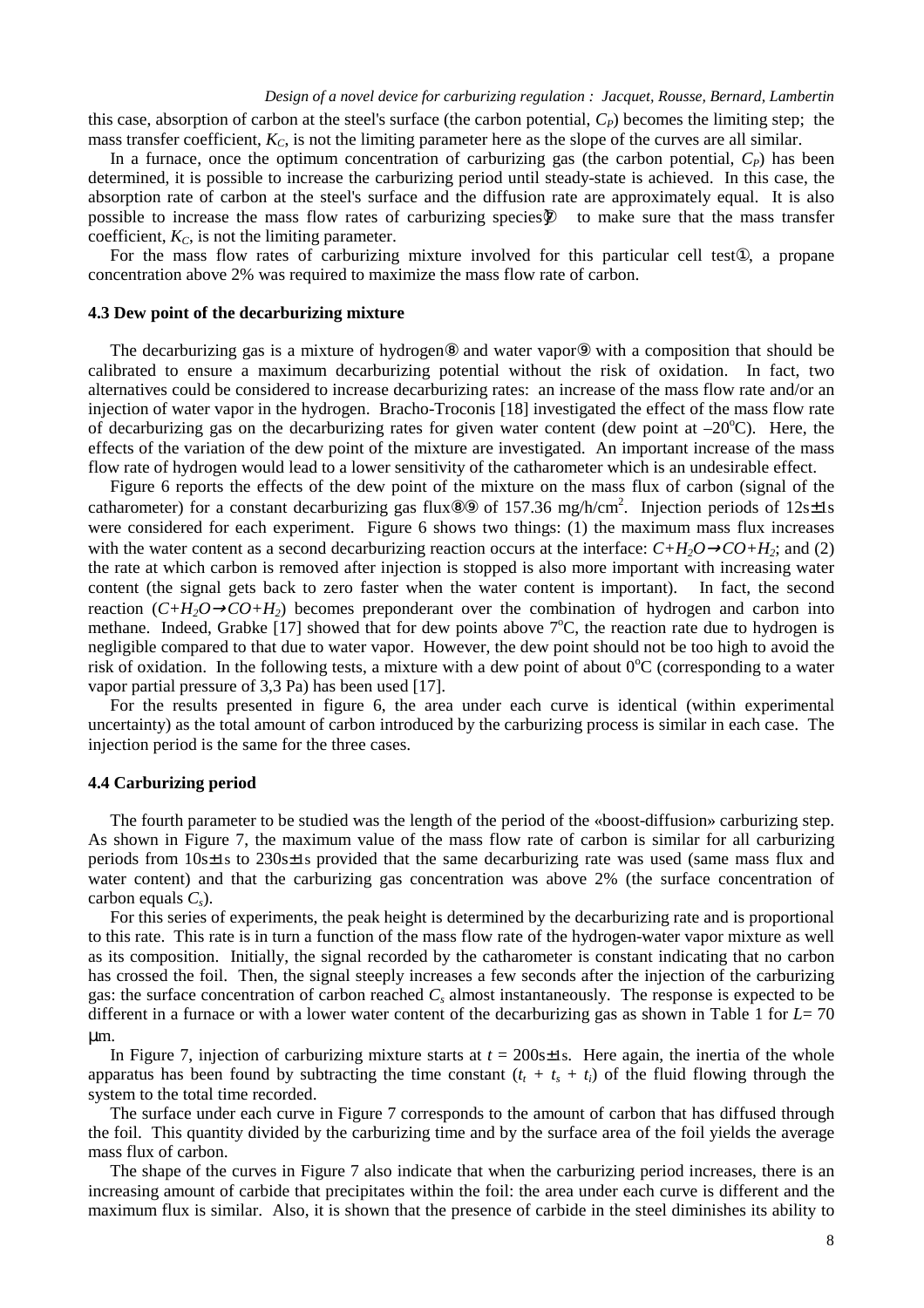this case, absorption of carbon at the steel's surface (the carbon potential, $C_P$) becomes the limiting step; the mass transfer coefficient, $K_C$, is not the limiting parameter here as the slope of the curves are all similar.

In a furnace, once the optimum concentration of carburizing gas (the carbon potential, $C_P$) has been determined, it is possible to increase the carburizing period until steady-state is achieved. In this case, the absorption rate of carbon at the steel's surface and the diffusion rate are approximately equal. It is also possible to increase the mass flow rates of carburizing species⑦ to make sure that the mass transfer coefficient, $K_C$, is not the limiting parameter.

For the mass flow rates of carburizing mixture involved for this particular cell test①, a propane concentration above 2% was required to maximize the mass flow rate of carbon.

### 4.3 Dew point of the decarburizing mixture

The decarburizing gas is a mixture of hydrogen⑧ and water vapor⑨ with a composition that should be calibrated to ensure a maximum decarburizing potential without the risk of oxidation. In fact, two alternatives could be considered to increase decarburizing rates: an increase of the mass flow rate and/or an injection of water vapor in the hydrogen. Bracho-Troconis [18] investigated the effect of the mass flow rate of decarburizing gas on the decarburizing rates for given water content (dew point at –20°C). Here, the effects of the variation of the dew point of the mixture are investigated. An important increase of the mass flow rate of hydrogen would lead to a lower sensitivity of the catharometer which is an undesirable effect.

Figure 6 reports the effects of the dew point of the mixture on the mass flux of carbon (signal of the catharometer) for a constant decarburizing gas flux⑧⑨ of 157.36 mg/h/cm$^2$. Injection periods of 12s±1s were considered for each experiment. Figure 6 shows two things: (1) the maximum mass flux increases with the water content as a second decarburizing reaction occurs at the interface: $C+H_2O \rightarrow CO+H_2$; and (2) the rate at which carbon is removed after injection is stopped is also more important with increasing water content (the signal gets back to zero faster when the water content is important). In fact, the second reaction ($C+H_2O \rightarrow CO+H_2$) becomes preponderant over the combination of hydrogen and carbon into methane. Indeed, Grabke [17] showed that for dew points above 7°C, the reaction rate due to hydrogen is negligible compared to that due to water vapor. However, the dew point should not be too high to avoid the risk of oxidation. In the following tests, a mixture with a dew point of about 0°C (corresponding to a water vapor partial pressure of 3,3 Pa) has been used [17].

For the results presented in figure 6, the area under each curve is identical (within experimental uncertainty) as the total amount of carbon introduced by the carburizing process is similar in each case. The injection period is the same for the three cases.

### 4.4 Carburizing period

The fourth parameter to be studied was the length of the period of the «boost-diffusion» carburizing step. As shown in Figure 7, the maximum value of the mass flow rate of carbon is similar for all carburizing periods from 10s±1s to 230s±1s provided that the same decarburizing rate was used (same mass flux and water content) and that the carburizing gas concentration was above 2% (the surface concentration of carbon equals $C_s$).

For this series of experiments, the peak height is determined by the decarburizing rate and is proportional to this rate. This rate is in turn a function of the mass flow rate of the hydrogen-water vapor mixture as well as its composition. Initially, the signal recorded by the catharometer is constant indicating that no carbon has crossed the foil. Then, the signal steeply increases a few seconds after the injection of the carburizing gas: the surface concentration of carbon reached $C_s$ almost instantaneously. The response is expected to be different in a furnace or with a lower water content of the decarburizing gas as shown in Table 1 for $L$= 70 μm.

In Figure 7, injection of carburizing mixture starts at $t$ = 200s±1s. Here again, the inertia of the whole apparatus has been found by subtracting the time constant ($t_t + t_s + t_i$) of the fluid flowing through the system to the total time recorded.

The surface under each curve in Figure 7 corresponds to the amount of carbon that has diffused through the foil. This quantity divided by the carburizing time and by the surface area of the foil yields the average mass flux of carbon.

The shape of the curves in Figure 7 also indicate that when the carburizing period increases, there is an increasing amount of carbide that precipitates within the foil: the area under each curve is different and the maximum flux is similar. Also, it is shown that the presence of carbide in the steel diminishes its ability to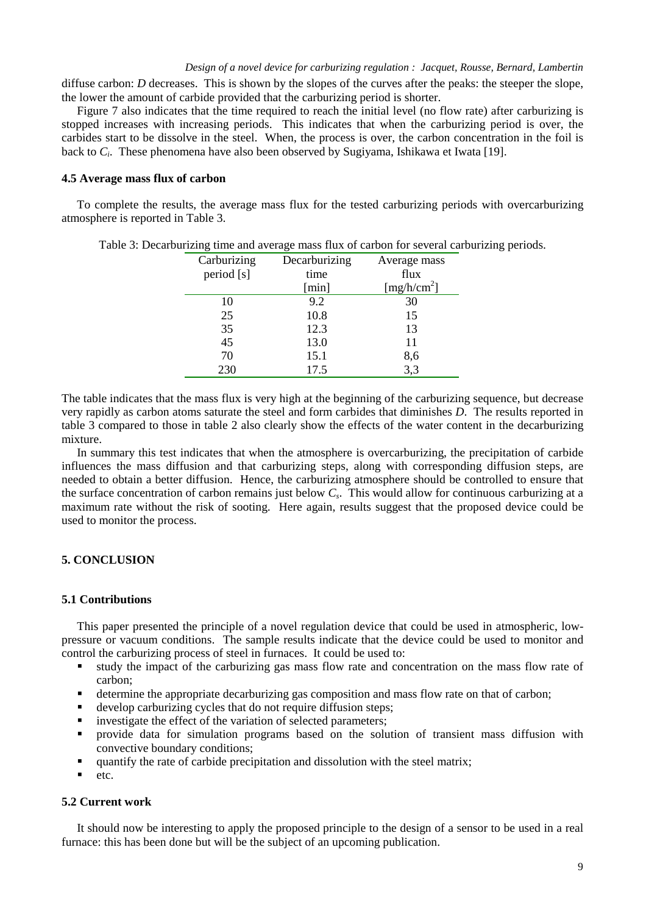diffuse carbon: $D$ decreases. This is shown by the slopes of the curves after the peaks: the steeper the slope, the lower the amount of carbide provided that the carburizing period is shorter.

Figure 7 also indicates that the time required to reach the initial level (no flow rate) after carburizing is stopped increases with increasing periods. This indicates that when the carburizing period is over, the carbides start to be dissolve in the steel. When, the process is over, the carbon concentration in the foil is back to $C_i$. These phenomena have also been observed by Sugiyama, Ishikawa et Iwata [19].

### 4.5 Average mass flux of carbon

To complete the results, the average mass flux for the tested carburizing periods with overcarburizing atmosphere is reported in Table 3.

Table 3: Decarburizing time and average mass flux of carbon for several carburizing periods.

| Carburizing period [s] | Decarburizing time [min] | Average mass flux [mg/h/cm$^2$] |
|---|---|---|
| 10 | 9.2 | 30 |
| 25 | 10.8 | 15 |
| 35 | 12.3 | 13 |
| 45 | 13.0 | 11 |
| 70 | 15.1 | 8,6 |
| 230 | 17.5 | 3,3 |

The table indicates that the mass flux is very high at the beginning of the carburizing sequence, but decrease very rapidly as carbon atoms saturate the steel and form carbides that diminishes $D$. The results reported in table 3 compared to those in table 2 also clearly show the effects of the water content in the decarburizing mixture.

In summary this test indicates that when the atmosphere is overcarburizing, the precipitation of carbide influences the mass diffusion and that carburizing steps, along with corresponding diffusion steps, are needed to obtain a better diffusion. Hence, the carburizing atmosphere should be controlled to ensure that the surface concentration of carbon remains just below $C_s$. This would allow for continuous carburizing at a maximum rate without the risk of sooting. Here again, results suggest that the proposed device could be used to monitor the process.

## 5. CONCLUSION

### 5.1 Contributions

This paper presented the principle of a novel regulation device that could be used in atmospheric, low-pressure or vacuum conditions. The sample results indicate that the device could be used to monitor and control the carburizing process of steel in furnaces. It could be used to:

- study the impact of the carburizing gas mass flow rate and concentration on the mass flow rate of carbon;
- determine the appropriate decarburizing gas composition and mass flow rate on that of carbon;
- develop carburizing cycles that do not require diffusion steps;
- investigate the effect of the variation of selected parameters;
- provide data for simulation programs based on the solution of transient mass diffusion with convective boundary conditions;
- quantify the rate of carbide precipitation and dissolution with the steel matrix;
- etc.

### 5.2 Current work

It should now be interesting to apply the proposed principle to the design of a sensor to be used in a real furnace: this has been done but will be the subject of an upcoming publication.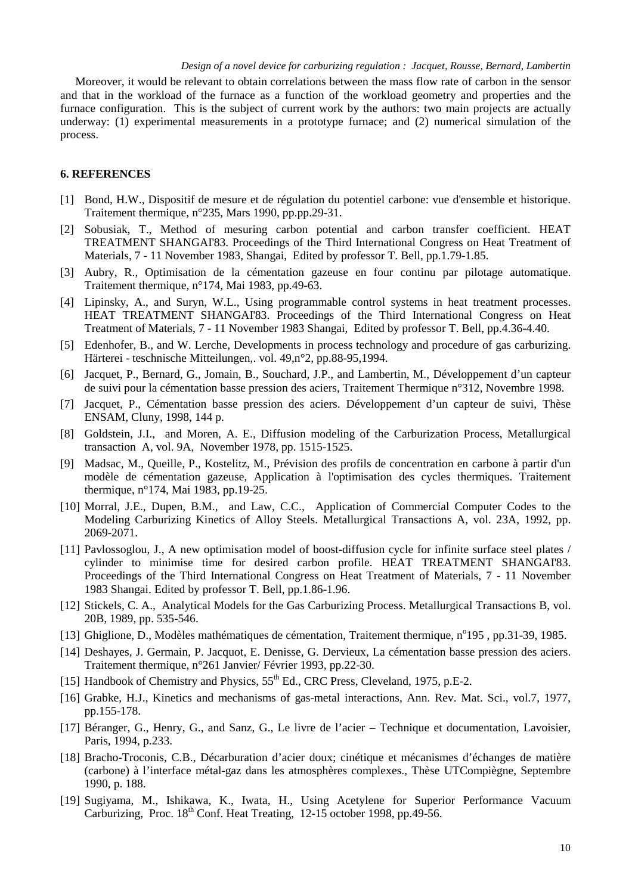Moreover, it would be relevant to obtain correlations between the mass flow rate of carbon in the sensor and that in the workload of the furnace as a function of the workload geometry and properties and the furnace configuration. This is the subject of current work by the authors: two main projects are actually underway: (1) experimental measurements in a prototype furnace; and (2) numerical simulation of the process.

## 6. REFERENCES

[1] Bond, H.W., Dispositif de mesure et de régulation du potentiel carbone: vue d'ensemble et historique. Traitement thermique, n°235, Mars 1990, pp.pp.29-31.

[2] Sobusiak, T., Method of mesuring carbon potential and carbon transfer coefficient. HEAT TREATMENT SHANGAI'83. Proceedings of the Third International Congress on Heat Treatment of Materials, 7 - 11 November 1983, Shangai, Edited by professor T. Bell, pp.1.79-1.85.

[3] Aubry, R., Optimisation de la cémentation gazeuse en four continu par pilotage automatique. Traitement thermique, n°174, Mai 1983, pp.49-63.

[4] Lipinsky, A., and Suryn, W.L., Using programmable control systems in heat treatment processes. HEAT TREATMENT SHANGAI'83. Proceedings of the Third International Congress on Heat Treatment of Materials, 7 - 11 November 1983 Shangai, Edited by professor T. Bell, pp.4.36-4.40.

[5] Edenhofer, B., and W. Lerche, Developments in process technology and procedure of gas carburizing. Härterei - teschnische Mitteilungen,. vol. 49,n°2, pp.88-95,1994.

[6] Jacquet, P., Bernard, G., Jomain, B., Souchard, J.P., and Lambertin, M., Développement d'un capteur de suivi pour la cémentation basse pression des aciers, Traitement Thermique n°312, Novembre 1998.

[7] Jacquet, P., Cémentation basse pression des aciers. Développement d'un capteur de suivi, Thèse ENSAM, Cluny, 1998, 144 p.

[8] Goldstein, J.I., and Moren, A. E., Diffusion modeling of the Carburization Process, Metallurgical transaction A, vol. 9A, November 1978, pp. 1515-1525.

[9] Madsac, M., Queille, P., Kostelitz, M., Prévision des profils de concentration en carbone à partir d'un modèle de cémentation gazeuse, Application à l'optimisation des cycles thermiques. Traitement thermique, n°174, Mai 1983, pp.19-25.

[10] Morral, J.E., Dupen, B.M., and Law, C.C., Application of Commercial Computer Codes to the Modeling Carburizing Kinetics of Alloy Steels. Metallurgical Transactions A, vol. 23A, 1992, pp. 2069-2071.

[11] Pavlossoglou, J., A new optimisation model of boost-diffusion cycle for infinite surface steel plates / cylinder to minimise time for desired carbon profile. HEAT TREATMENT SHANGAI'83. Proceedings of the Third International Congress on Heat Treatment of Materials, 7 - 11 November 1983 Shangai. Edited by professor T. Bell, pp.1.86-1.96.

[12] Stickels, C. A., Analytical Models for the Gas Carburizing Process. Metallurgical Transactions B, vol. 20B, 1989, pp. 535-546.

[13] Ghiglione, D., Modèles mathématiques de cémentation, Traitement thermique, n°195 , pp.31-39, 1985.

[14] Deshayes, J. Germain, P. Jacquot, E. Denisse, G. Dervieux, La cémentation basse pression des aciers. Traitement thermique, n°261 Janvier/ Février 1993, pp.22-30.

[15] Handbook of Chemistry and Physics, 55th Ed., CRC Press, Cleveland, 1975, p.E-2.

[16] Grabke, H.J., Kinetics and mechanisms of gas-metal interactions, Ann. Rev. Mat. Sci., vol.7, 1977, pp.155-178.

[17] Béranger, G., Henry, G., and Sanz, G., Le livre de l'acier – Technique et documentation, Lavoisier, Paris, 1994, p.233.

[18] Bracho-Troconis, C.B., Décarburation d'acier doux; cinétique et mécanismes d'échanges de matière (carbone) à l'interface métal-gaz dans les atmosphères complexes., Thèse UTCompiègne, Septembre 1990, p. 188.

[19] Sugiyama, M., Ishikawa, K., Iwata, H., Using Acetylene for Superior Performance Vacuum Carburizing, Proc. 18th Conf. Heat Treating, 12-15 october 1998, pp.49-56.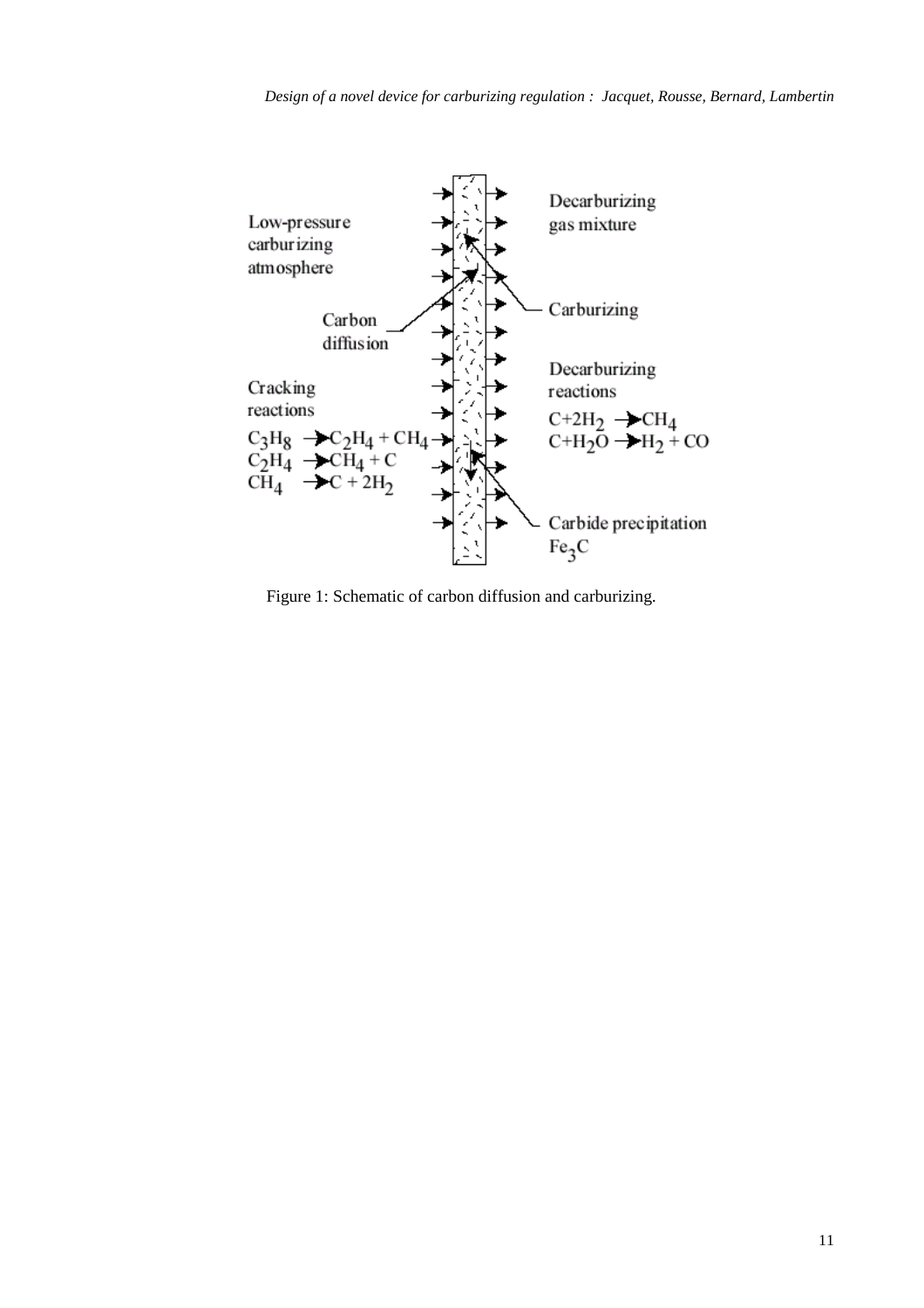Figure 1: Schematic of carbon diffusion and carburizing.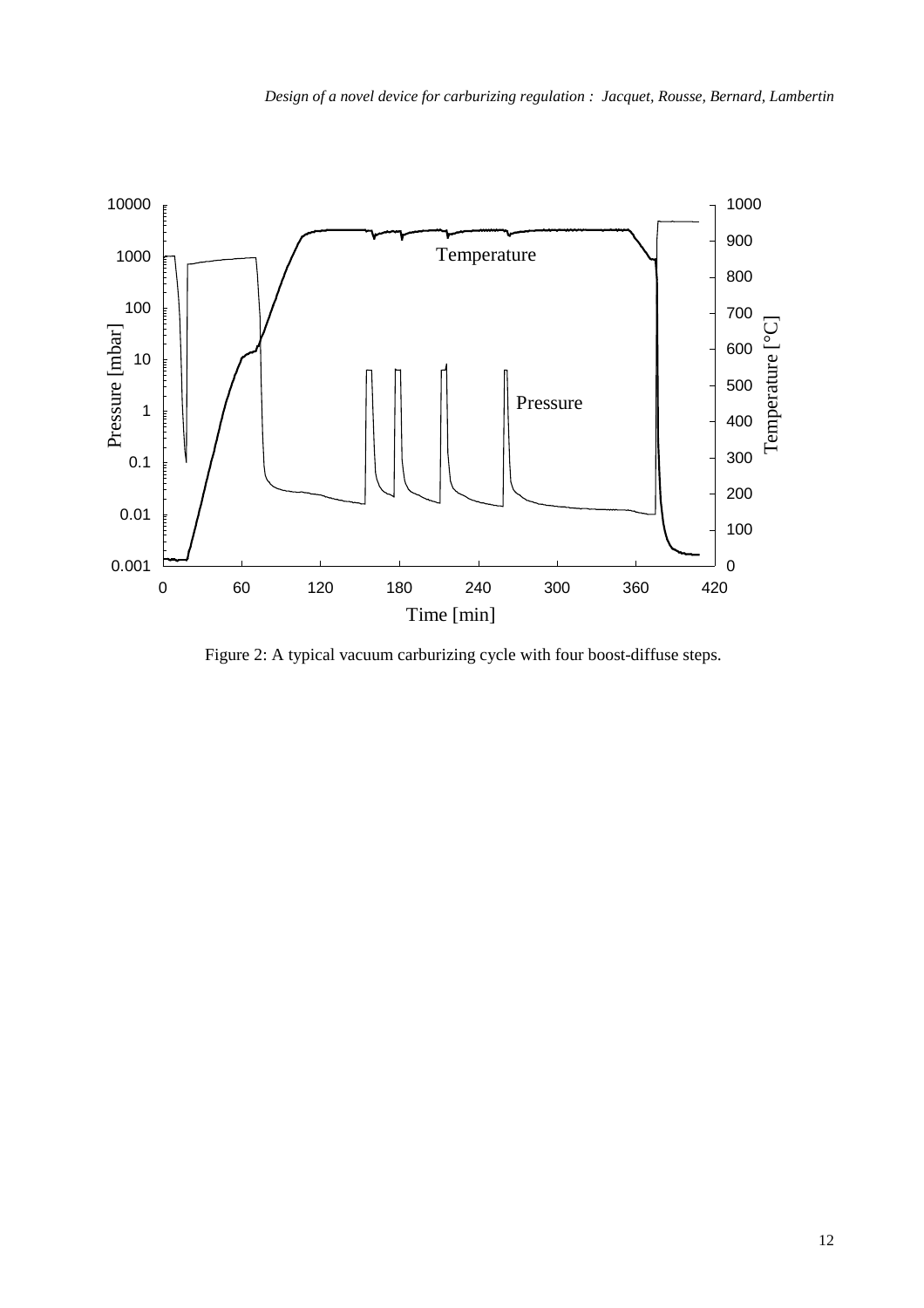Figure 2: A typical vacuum carburizing cycle with four boost-diffuse steps.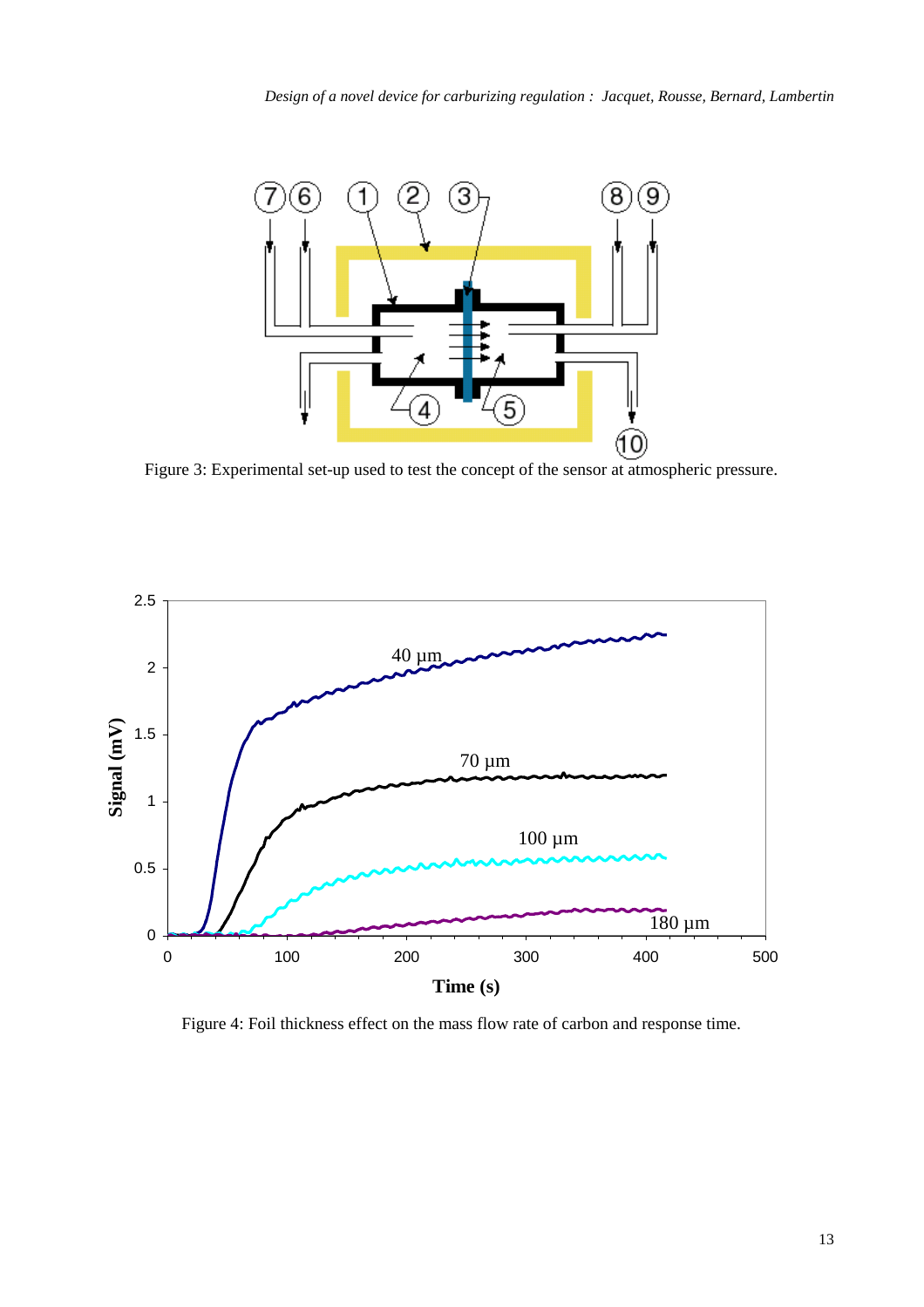Figure 3: Experimental set-up used to test the concept of the sensor at atmospheric pressure.

Figure 4: Foil thickness effect on the mass flow rate of carbon and response time.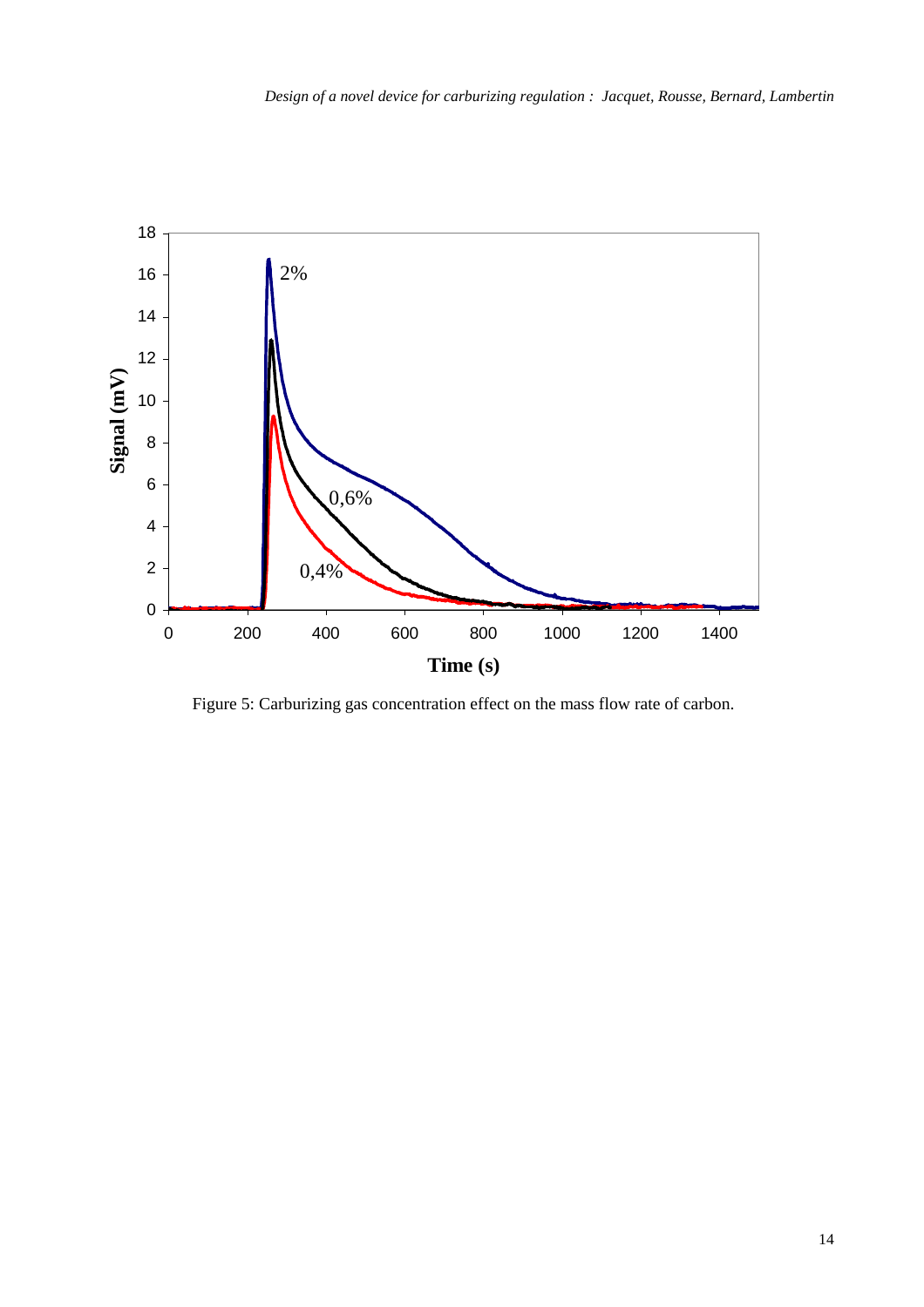Figure 5: Carburizing gas concentration effect on the mass flow rate of carbon.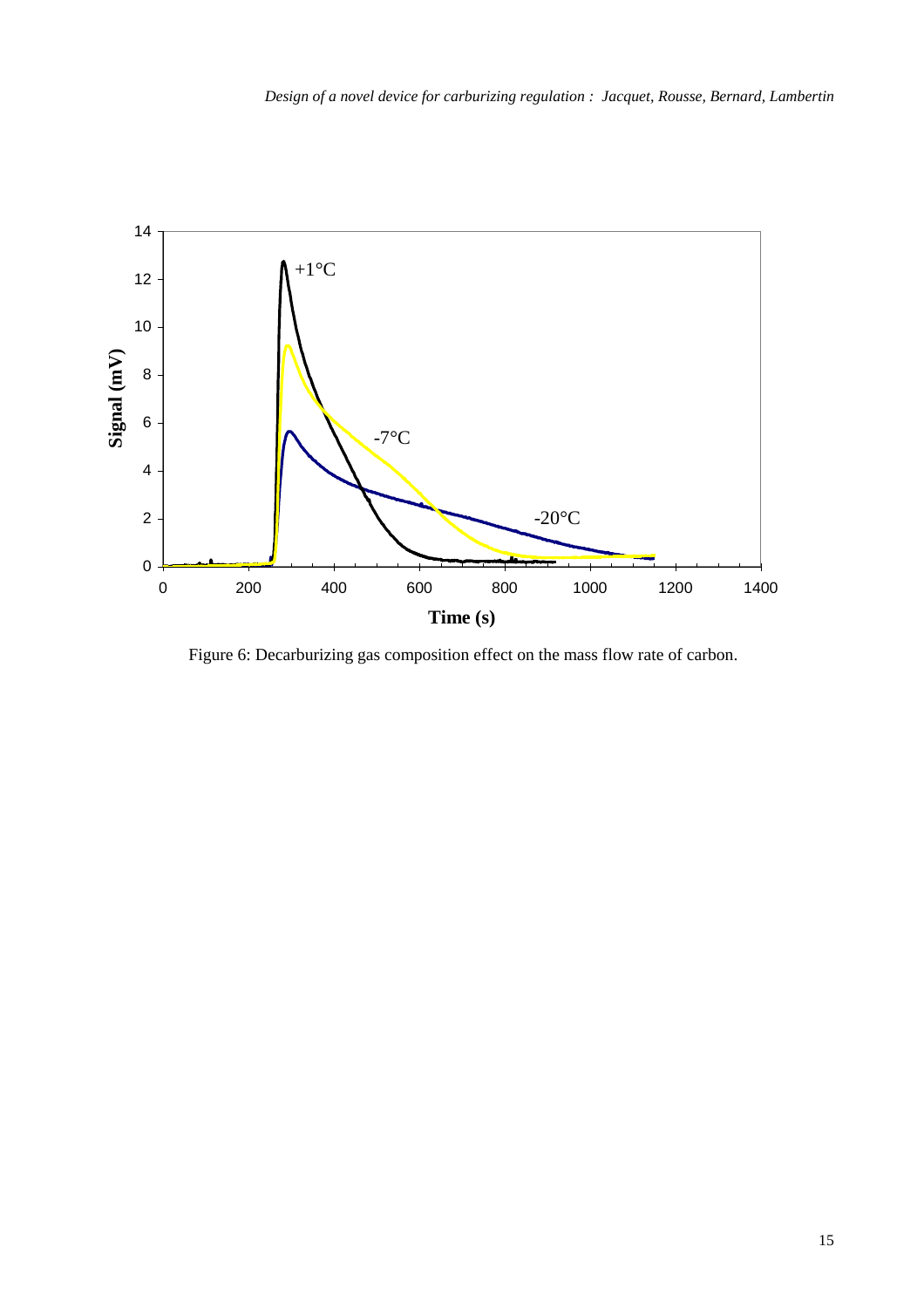Figure 6: Decarburizing gas composition effect on the mass flow rate of carbon.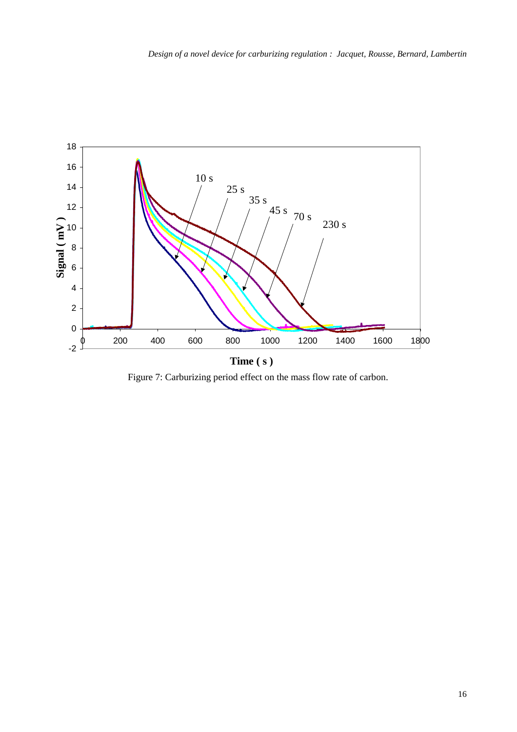Signal ( mV )

Time ( s )

18
16
14
12
10
8
6
4
2
0
-2

0
200
400
600
800
1000
1200
1400
1600
1800

10 s
25 s
35 s
45 s
70 s
230 s

Figure 7: Carburizing period effect on the mass flow rate of carbon.